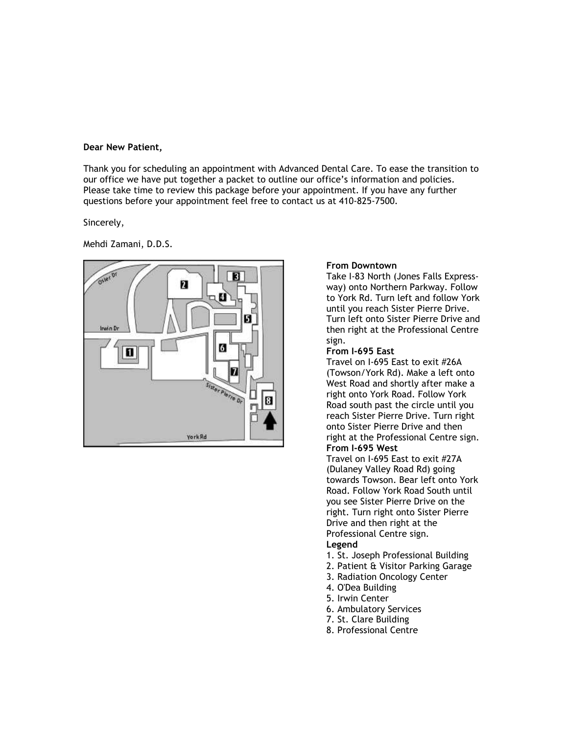**Dear New Patient,**

Thank you for scheduling an appointment with Advanced Dental Care. To ease the transition to our office we have put together a packet to outline our office's information and policies. Please take time to review this package before your appointment. If you have any further questions before your appointment feel free to contact us at 410-825-7500.

Sincerely,

Mehdi Zamani, D.D.S.

**From Downtown**
Take I-83 North (Jones Falls Expressway) onto Northern Parkway. Follow to York Rd. Turn left and follow York until you reach Sister Pierre Drive. Turn left onto Sister Pierre Drive and then right at the Professional Centre sign.

**From I-695 East**
Travel on I-695 East to exit #26A (Towson/York Rd). Make a left onto West Road and shortly after make a right onto York Road. Follow York Road south past the circle until you reach Sister Pierre Drive. Turn right onto Sister Pierre Drive and then right at the Professional Centre sign.

**From I-695 West**
Travel on I-695 East to exit #27A (Dulaney Valley Road Rd) going towards Towson. Bear left onto York Road. Follow York Road South until you see Sister Pierre Drive on the right. Turn right onto Sister Pierre Drive and then right at the Professional Centre sign.

**Legend**

1. St. Joseph Professional Building
2. Patient & Visitor Parking Garage
3. Radiation Oncology Center
4. O'Dea Building
5. Irwin Center
6. Ambulatory Services
7. St. Clare Building
8. Professional Centre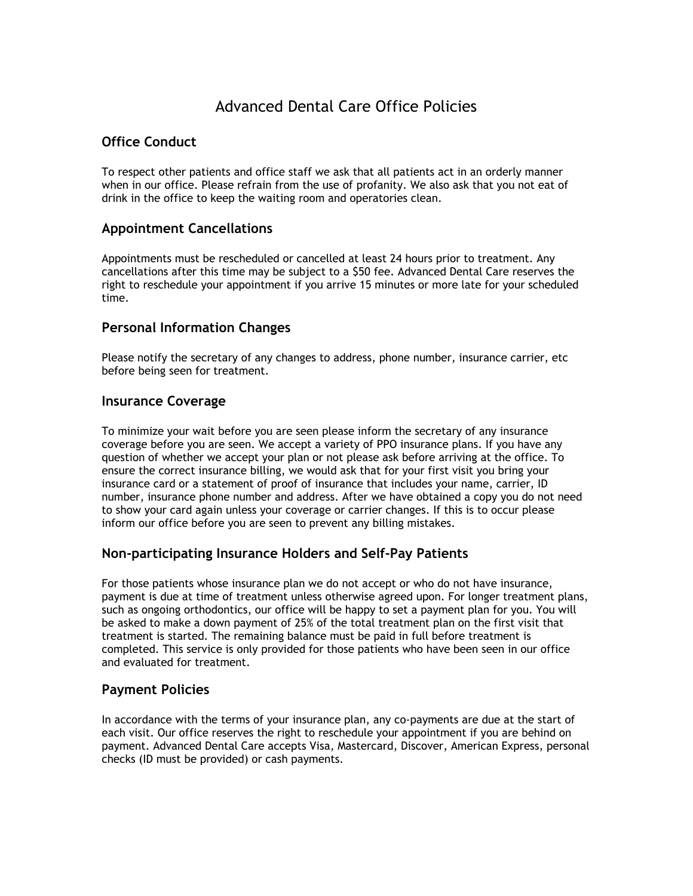# Advanced Dental Care Office Policies

## Office Conduct

To respect other patients and office staff we ask that all patients act in an orderly manner when in our office. Please refrain from the use of profanity. We also ask that you not eat of drink in the office to keep the waiting room and operatories clean.

## Appointment Cancellations

Appointments must be rescheduled or cancelled at least 24 hours prior to treatment. Any cancellations after this time may be subject to a $50 fee. Advanced Dental Care reserves the right to reschedule your appointment if you arrive 15 minutes or more late for your scheduled time.

## Personal Information Changes

Please notify the secretary of any changes to address, phone number, insurance carrier, etc before being seen for treatment.

## Insurance Coverage

To minimize your wait before you are seen please inform the secretary of any insurance coverage before you are seen. We accept a variety of PPO insurance plans. If you have any question of whether we accept your plan or not please ask before arriving at the office. To ensure the correct insurance billing, we would ask that for your first visit you bring your insurance card or a statement of proof of insurance that includes your name, carrier, ID number, insurance phone number and address. After we have obtained a copy you do not need to show your card again unless your coverage or carrier changes. If this is to occur please inform our office before you are seen to prevent any billing mistakes.

## Non-participating Insurance Holders and Self-Pay Patients

For those patients whose insurance plan we do not accept or who do not have insurance, payment is due at time of treatment unless otherwise agreed upon. For longer treatment plans, such as ongoing orthodontics, our office will be happy to set a payment plan for you. You will be asked to make a down payment of 25% of the total treatment plan on the first visit that treatment is started. The remaining balance must be paid in full before treatment is completed. This service is only provided for those patients who have been seen in our office and evaluated for treatment.

## Payment Policies

In accordance with the terms of your insurance plan, any co-payments are due at the start of each visit. Our office reserves the right to reschedule your appointment if you are behind on payment. Advanced Dental Care accepts Visa, Mastercard, Discover, American Express, personal checks (ID must be provided) or cash payments.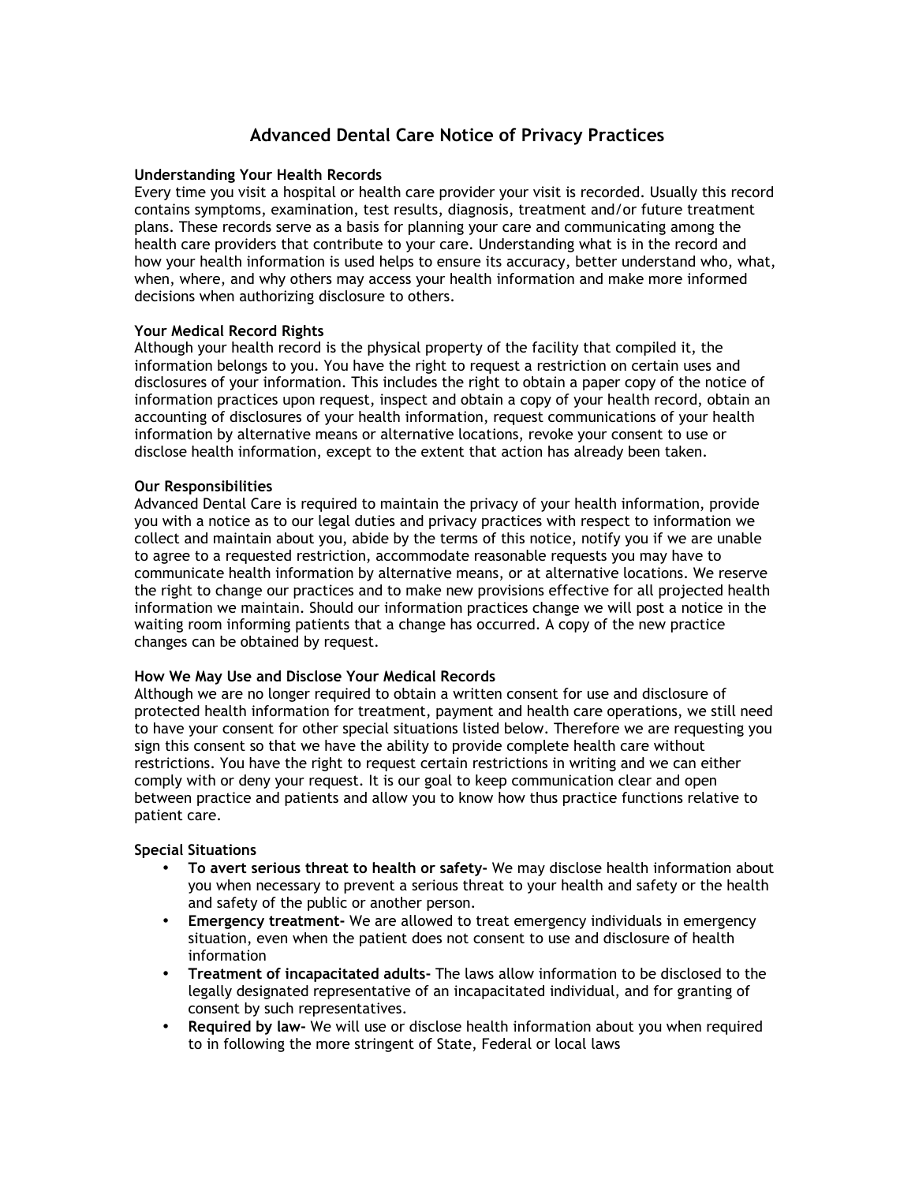# Advanced Dental Care Notice of Privacy Practices

**Understanding Your Health Records**

Every time you visit a hospital or health care provider your visit is recorded. Usually this record contains symptoms, examination, test results, diagnosis, treatment and/or future treatment plans. These records serve as a basis for planning your care and communicating among the health care providers that contribute to your care. Understanding what is in the record and how your health information is used helps to ensure its accuracy, better understand who, what, when, where, and why others may access your health information and make more informed decisions when authorizing disclosure to others.

**Your Medical Record Rights**

Although your health record is the physical property of the facility that compiled it, the information belongs to you. You have the right to request a restriction on certain uses and disclosures of your information. This includes the right to obtain a paper copy of the notice of information practices upon request, inspect and obtain a copy of your health record, obtain an accounting of disclosures of your health information, request communications of your health information by alternative means or alternative locations, revoke your consent to use or disclose health information, except to the extent that action has already been taken.

**Our Responsibilities**

Advanced Dental Care is required to maintain the privacy of your health information, provide you with a notice as to our legal duties and privacy practices with respect to information we collect and maintain about you, abide by the terms of this notice, notify you if we are unable to agree to a requested restriction, accommodate reasonable requests you may have to communicate health information by alternative means, or at alternative locations. We reserve the right to change our practices and to make new provisions effective for all projected health information we maintain. Should our information practices change we will post a notice in the waiting room informing patients that a change has occurred. A copy of the new practice changes can be obtained by request.

**How We May Use and Disclose Your Medical Records**

Although we are no longer required to obtain a written consent for use and disclosure of protected health information for treatment, payment and health care operations, we still need to have your consent for other special situations listed below. Therefore we are requesting you sign this consent so that we have the ability to provide complete health care without restrictions. You have the right to request certain restrictions in writing and we can either comply with or deny your request. It is our goal to keep communication clear and open between practice and patients and allow you to know how thus practice functions relative to patient care.

**Special Situations**

- **To avert serious threat to health or safety-** We may disclose health information about you when necessary to prevent a serious threat to your health and safety or the health and safety of the public or another person.
- **Emergency treatment-** We are allowed to treat emergency individuals in emergency situation, even when the patient does not consent to use and disclosure of health information
- **Treatment of incapacitated adults-** The laws allow information to be disclosed to the legally designated representative of an incapacitated individual, and for granting of consent by such representatives.
- **Required by law-** We will use or disclose health information about you when required to in following the more stringent of State, Federal or local laws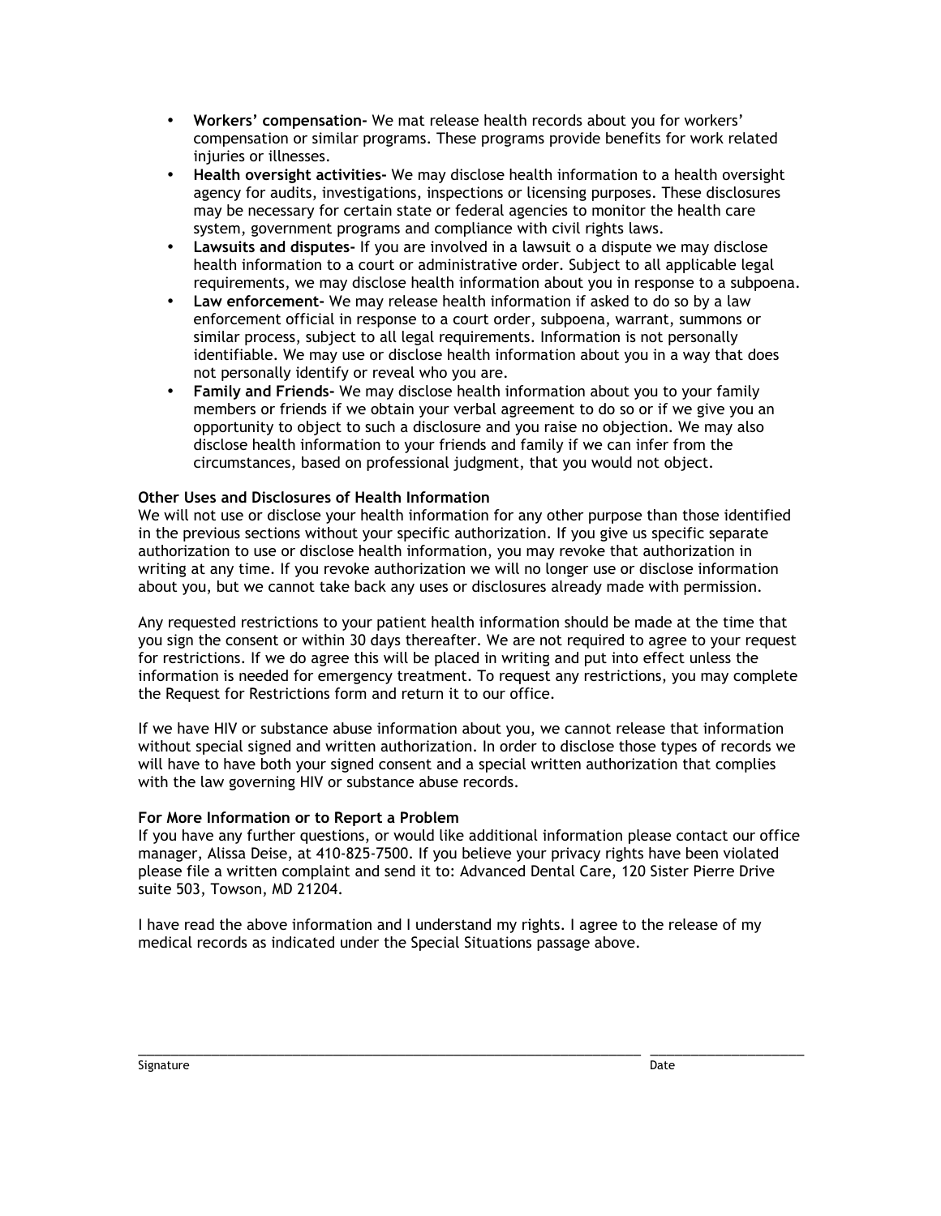- **Workers' compensation-** We mat release health records about you for workers' compensation or similar programs. These programs provide benefits for work related injuries or illnesses.
- **Health oversight activities-** We may disclose health information to a health oversight agency for audits, investigations, inspections or licensing purposes. These disclosures may be necessary for certain state or federal agencies to monitor the health care system, government programs and compliance with civil rights laws.
- **Lawsuits and disputes-** If you are involved in a lawsuit o a dispute we may disclose health information to a court or administrative order. Subject to all applicable legal requirements, we may disclose health information about you in response to a subpoena.
- **Law enforcement-** We may release health information if asked to do so by a law enforcement official in response to a court order, subpoena, warrant, summons or similar process, subject to all legal requirements. Information is not personally identifiable. We may use or disclose health information about you in a way that does not personally identify or reveal who you are.
- **Family and Friends-** We may disclose health information about you to your family members or friends if we obtain your verbal agreement to do so or if we give you an opportunity to object to such a disclosure and you raise no objection. We may also disclose health information to your friends and family if we can infer from the circumstances, based on professional judgment, that you would not object.

**Other Uses and Disclosures of Health Information**

We will not use or disclose your health information for any other purpose than those identified in the previous sections without your specific authorization. If you give us specific separate authorization to use or disclose health information, you may revoke that authorization in writing at any time. If you revoke authorization we will no longer use or disclose information about you, but we cannot take back any uses or disclosures already made with permission.

Any requested restrictions to your patient health information should be made at the time that you sign the consent or within 30 days thereafter. We are not required to agree to your request for restrictions. If we do agree this will be placed in writing and put into effect unless the information is needed for emergency treatment. To request any restrictions, you may complete the Request for Restrictions form and return it to our office.

If we have HIV or substance abuse information about you, we cannot release that information without special signed and written authorization. In order to disclose those types of records we will have to have both your signed consent and a special written authorization that complies with the law governing HIV or substance abuse records.

**For More Information or to Report a Problem**

If you have any further questions, or would like additional information please contact our office manager, Alissa Deise, at 410-825-7500. If you believe your privacy rights have been violated please file a written complaint and send it to: Advanced Dental Care, 120 Sister Pierre Drive suite 503, Towson, MD 21204.

I have read the above information and I understand my rights. I agree to the release of my medical records as indicated under the Special Situations passage above.

\_\_\_\_\_\_\_\_\_\_\_\_\_\_\_\_\_\_\_\_\_\_\_\_\_\_\_\_\_\_\_\_\_\_\_\_\_\_\_\_\_\_\_\_\_\_\_\_\_\_\_\_\_\_\_\_ \_\_\_\_\_\_\_\_\_\_\_\_\_\_\_\_\_\_\_\_

Signature Date